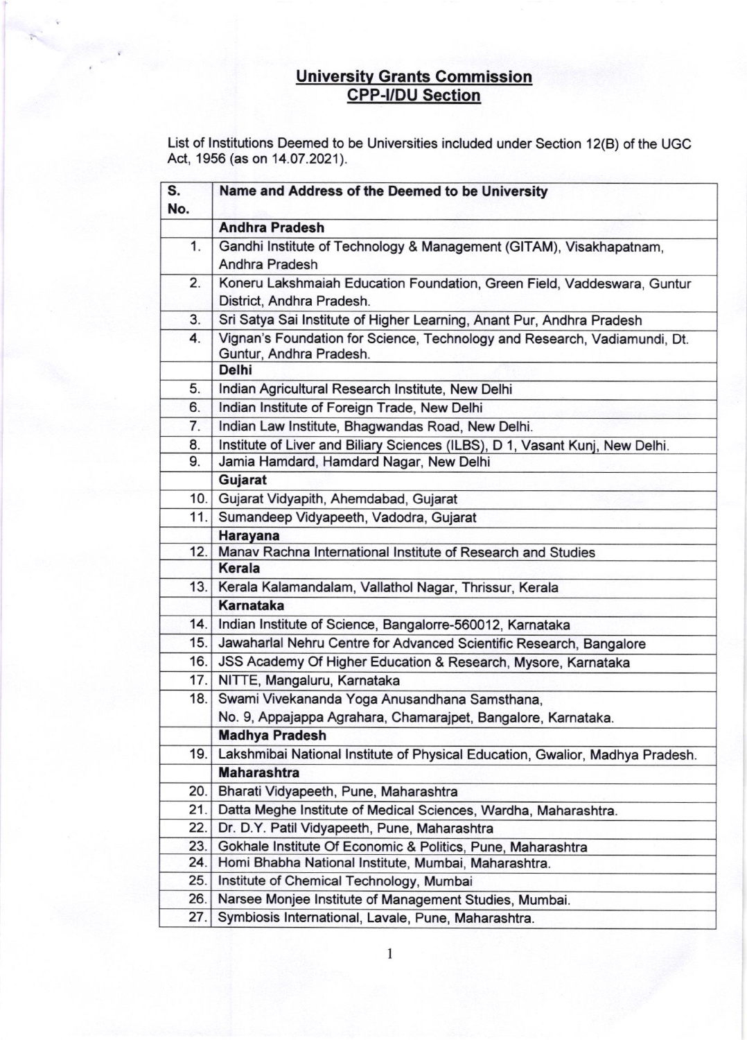**University Grants Commission**
**CPP-I/DU Section**

List of Institutions Deemed to be Universities included under Section 12(B) of the UGC Act, 1956 (as on 14.07.2021).

| S. No. | Name and Address of the Deemed to be University |
|---|---|
| | **Andhra Pradesh** |
| 1. | Gandhi Institute of Technology & Management (GITAM), Visakhapatnam, Andhra Pradesh |
| 2. | Koneru Lakshmaiah Education Foundation, Green Field, Vaddeswara, Guntur District, Andhra Pradesh. |
| 3. | Sri Satya Sai Institute of Higher Learning, Anant Pur, Andhra Pradesh |
| 4. | Vignan's Foundation for Science, Technology and Research, Vadiamundi, Dt. Guntur, Andhra Pradesh. |
| | **Delhi** |
| 5. | Indian Agricultural Research Institute, New Delhi |
| 6. | Indian Institute of Foreign Trade, New Delhi |
| 7. | Indian Law Institute, Bhagwandas Road, New Delhi. |
| 8. | Institute of Liver and Biliary Sciences (ILBS), D 1, Vasant Kunj, New Delhi. |
| 9. | Jamia Hamdard, Hamdard Nagar, New Delhi |
| | **Gujarat** |
| 10. | Gujarat Vidyapith, Ahemdabad, Gujarat |
| 11. | Sumandeep Vidyapeeth, Vadodra, Gujarat |
| | **Harayana** |
| 12. | Manav Rachna International Institute of Research and Studies |
| | **Kerala** |
| 13. | Kerala Kalamandalam, Vallathol Nagar, Thrissur, Kerala |
| | **Karnataka** |
| 14. | Indian Institute of Science, Bangalorre-560012, Karnataka |
| 15. | Jawaharlal Nehru Centre for Advanced Scientific Research, Bangalore |
| 16. | JSS Academy Of Higher Education & Research, Mysore, Karnataka |
| 17. | NITTE, Mangaluru, Karnataka |
| 18. | Swami Vivekananda Yoga Anusandhana Samsthana, No. 9, Appajappa Agrahara, Chamarajpet, Bangalore, Karnataka. |
| | **Madhya Pradesh** |
| 19. | Lakshmibai National Institute of Physical Education, Gwalior, Madhya Pradesh. |
| | **Maharashtra** |
| 20. | Bharati Vidyapeeth, Pune, Maharashtra |
| 21. | Datta Meghe Institute of Medical Sciences, Wardha, Maharashtra. |
| 22. | Dr. D.Y. Patil Vidyapeeth, Pune, Maharashtra |
| 23. | Gokhale Institute Of Economic & Politics, Pune, Maharashtra |
| 24. | Homi Bhabha National Institute, Mumbai, Maharashtra. |
| 25. | Institute of Chemical Technology, Mumbai |
| 26. | Narsee Monjee Institute of Management Studies, Mumbai. |
| 27. | Symbiosis International, Lavale, Pune, Maharashtra. |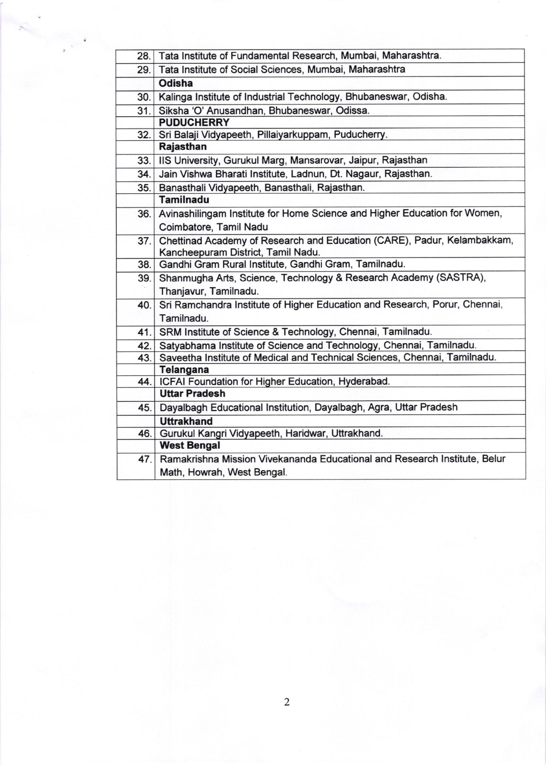| | |
|---|---|
| 28. | Tata Institute of Fundamental Research, Mumbai, Maharashtra. |
| 29. | Tata Institute of Social Sciences, Mumbai, Maharashtra |
| | **Odisha** |
| 30. | Kalinga Institute of Industrial Technology, Bhubaneswar, Odisha. |
| 31. | Siksha 'O' Anusandhan, Bhubaneswar, Odissa. |
| | **PUDUCHERRY** |
| 32. | Sri Balaji Vidyapeeth, Pillaiyarkuppam, Puducherry. |
| | **Rajasthan** |
| 33. | IIS University, Gurukul Marg, Mansarovar, Jaipur, Rajasthan |
| 34. | Jain Vishwa Bharati Institute, Ladnun, Dt. Nagaur, Rajasthan. |
| 35. | Banasthali Vidyapeeth, Banasthali, Rajasthan. |
| | **Tamilnadu** |
| 36. | Avinashilingam Institute for Home Science and Higher Education for Women, Coimbatore, Tamil Nadu |
| 37. | Chettinad Academy of Research and Education (CARE), Padur, Kelambakkam, Kancheepuram District, Tamil Nadu. |
| 38. | Gandhi Gram Rural Institute, Gandhi Gram, Tamilnadu. |
| 39. | Shanmugha Arts, Science, Technology & Research Academy (SASTRA), Thanjavur, Tamilnadu. |
| 40. | Sri Ramchandra Institute of Higher Education and Research, Porur, Chennai, Tamilnadu. |
| 41. | SRM Institute of Science & Technology, Chennai, Tamilnadu. |
| 42. | Satyabhama Institute of Science and Technology, Chennai, Tamilnadu. |
| 43. | Saveetha Institute of Medical and Technical Sciences, Chennai, Tamilnadu. |
| | **Telangana** |
| 44. | ICFAI Foundation for Higher Education, Hyderabad. |
| | **Uttar Pradesh** |
| 45. | Dayalbagh Educational Institution, Dayalbagh, Agra, Uttar Pradesh |
| | **Uttrakhand** |
| 46. | Gurukul Kangri Vidyapeeth, Haridwar, Uttrakhand. |
| | **West Bengal** |
| 47. | Ramakrishna Mission Vivekananda Educational and Research Institute, Belur Math, Howrah, West Bengal. |